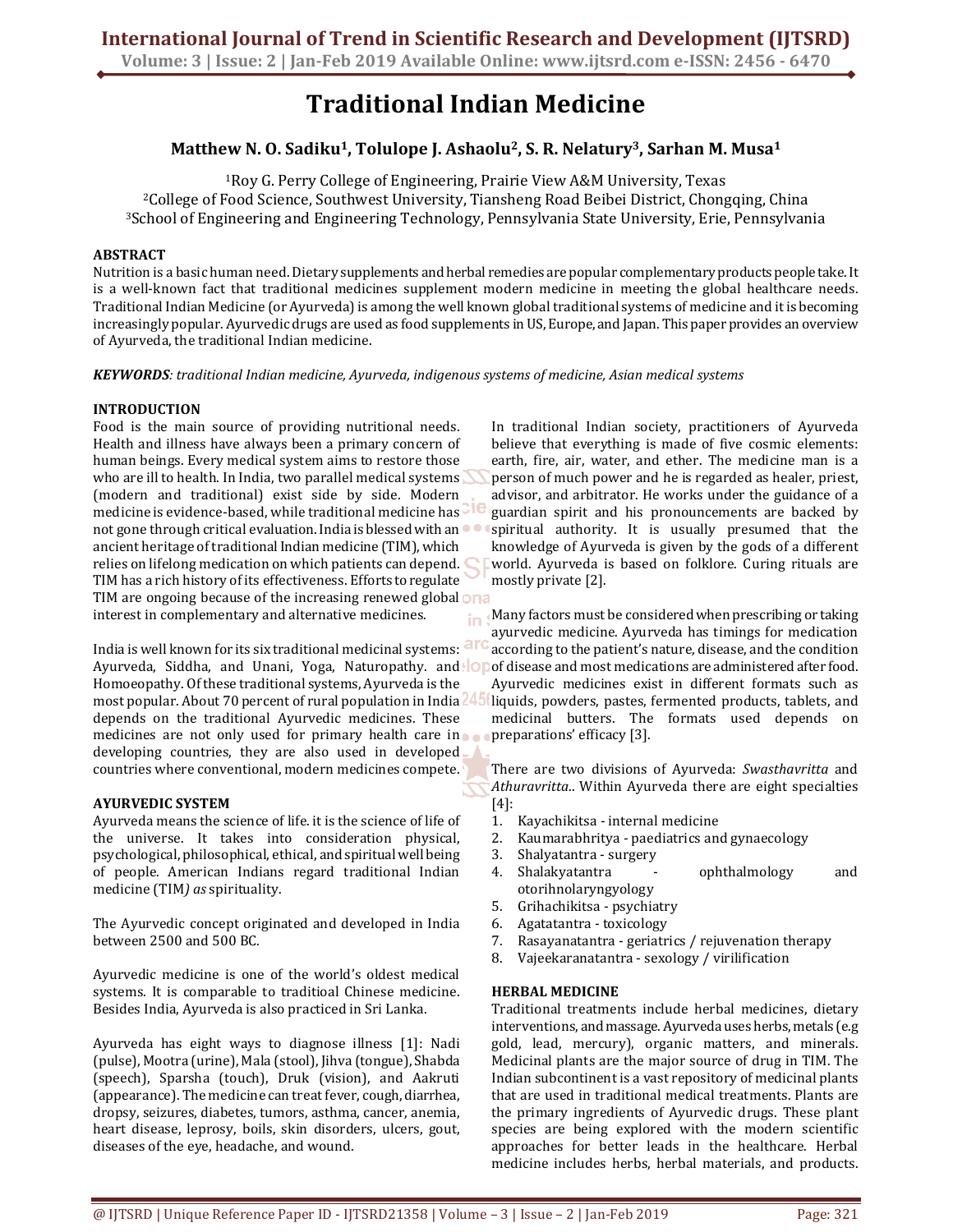# Traditional Indian Medicine

**Matthew N. O. Sadiku[1], Tolulope J. Ashaolu[2], S. R. Nelatury[3], Sarhan M. Musa[1]**

[1]Roy G. Perry College of Engineering, Prairie View A&M University, Texas
[2]College of Food Science, Southwest University, Tiansheng Road Beibei District, Chongqing, China
[3]School of Engineering and Engineering Technology, Pennsylvania State University, Erie, Pennsylvania

## ABSTRACT

Nutrition is a basic human need. Dietary supplements and herbal remedies are popular complementary products people take. It is a well-known fact that traditional medicines supplement modern medicine in meeting the global healthcare needs. Traditional Indian Medicine (or Ayurveda) is among the well known global traditional systems of medicine and it is becoming increasingly popular. Ayurvedic drugs are used as food supplements in US, Europe, and Japan. This paper provides an overview of Ayurveda, the traditional Indian medicine.

***KEYWORDS****: traditional Indian medicine, Ayurveda, indigenous systems of medicine, Asian medical systems*

## INTRODUCTION

Food is the main source of providing nutritional needs. Health and illness have always been a primary concern of human beings. Every medical system aims to restore those who are ill to health. In India, two parallel medical systems (modern and traditional) exist side by side. Modern medicine is evidence-based, while traditional medicine has not gone through critical evaluation. India is blessed with an ancient heritage of traditional Indian medicine (TIM), which relies on lifelong medication on which patients can depend. TIM has a rich history of its effectiveness. Efforts to regulate TIM are ongoing because of the increasing renewed global interest in complementary and alternative medicines.

India is well known for its six traditional medicinal systems: Ayurveda, Siddha, and Unani, Yoga, Naturopathy. and Homoeopathy. Of these traditional systems, Ayurveda is the most popular. About 70 percent of rural population in India depends on the traditional Ayurvedic medicines. These medicines are not only used for primary health care in developing countries, they are also used in developed countries where conventional, modern medicines compete.

## AYURVEDIC SYSTEM

Ayurveda means the science of life. it is the science of life of the universe. It takes into consideration physical, psychological, philosophical, ethical, and spiritual well being of people. American Indians regard traditional Indian medicine (TIM*) as* spirituality.

The Ayurvedic concept originated and developed in India between 2500 and 500 BC.

Ayurvedic medicine is one of the world's oldest medical systems. It is comparable to traditioal Chinese medicine. Besides India, Ayurveda is also practiced in Sri Lanka.

Ayurveda has eight ways to diagnose illness [1]: Nadi (pulse), Mootra (urine), Mala (stool), Jihva (tongue), Shabda (speech), Sparsha (touch), Druk (vision), and Aakruti (appearance). The medicine can treat fever, cough, diarrhea, dropsy, seizures, diabetes, tumors, asthma, cancer, anemia, heart disease, leprosy, boils, skin disorders, ulcers, gout, diseases of the eye, headache, and wound.

In traditional Indian society, practitioners of Ayurveda believe that everything is made of five cosmic elements: earth, fire, air, water, and ether. The medicine man is a person of much power and he is regarded as healer, priest, advisor, and arbitrator. He works under the guidance of a guardian spirit and his pronouncements are backed by spiritual authority. It is usually presumed that the knowledge of Ayurveda is given by the gods of a different world. Ayurveda is based on folklore. Curing rituals are mostly private [2].

Many factors must be considered when prescribing or taking ayurvedic medicine. Ayurveda has timings for medication according to the patient's nature, disease, and the condition of disease and most medications are administered after food. Ayurvedic medicines exist in different formats such as liquids, powders, pastes, fermented products, tablets, and medicinal butters. The formats used depends on preparations' efficacy [3].

There are two divisions of Ayurveda: *Swasthavritta* and *Athuravritta*.. Within Ayurveda there are eight specialties [4]:

1. Kayachikitsa - internal medicine
2. Kaumarabhritya - paediatrics and gynaecology
3. Shalyatantra - surgery
4. Shalakyatantra - ophthalmology and otorihnolaryngyology
5. Grihachikitsa - psychiatry
6. Agatatantra - toxicology
7. Rasayanatantra - geriatrics / rejuvenation therapy
8. Vajeekaranatantra - sexology / virilification

## HERBAL MEDICINE

Traditional treatments include herbal medicines, dietary interventions, and massage. Ayurveda uses herbs, metals (e.g gold, lead, mercury), organic matters, and minerals. Medicinal plants are the major source of drug in TIM. The Indian subcontinent is a vast repository of medicinal plants that are used in traditional medical treatments. Plants are the primary ingredients of Ayurvedic drugs. These plant species are being explored with the modern scientific approaches for better leads in the healthcare. Herbal medicine includes herbs, herbal materials, and products.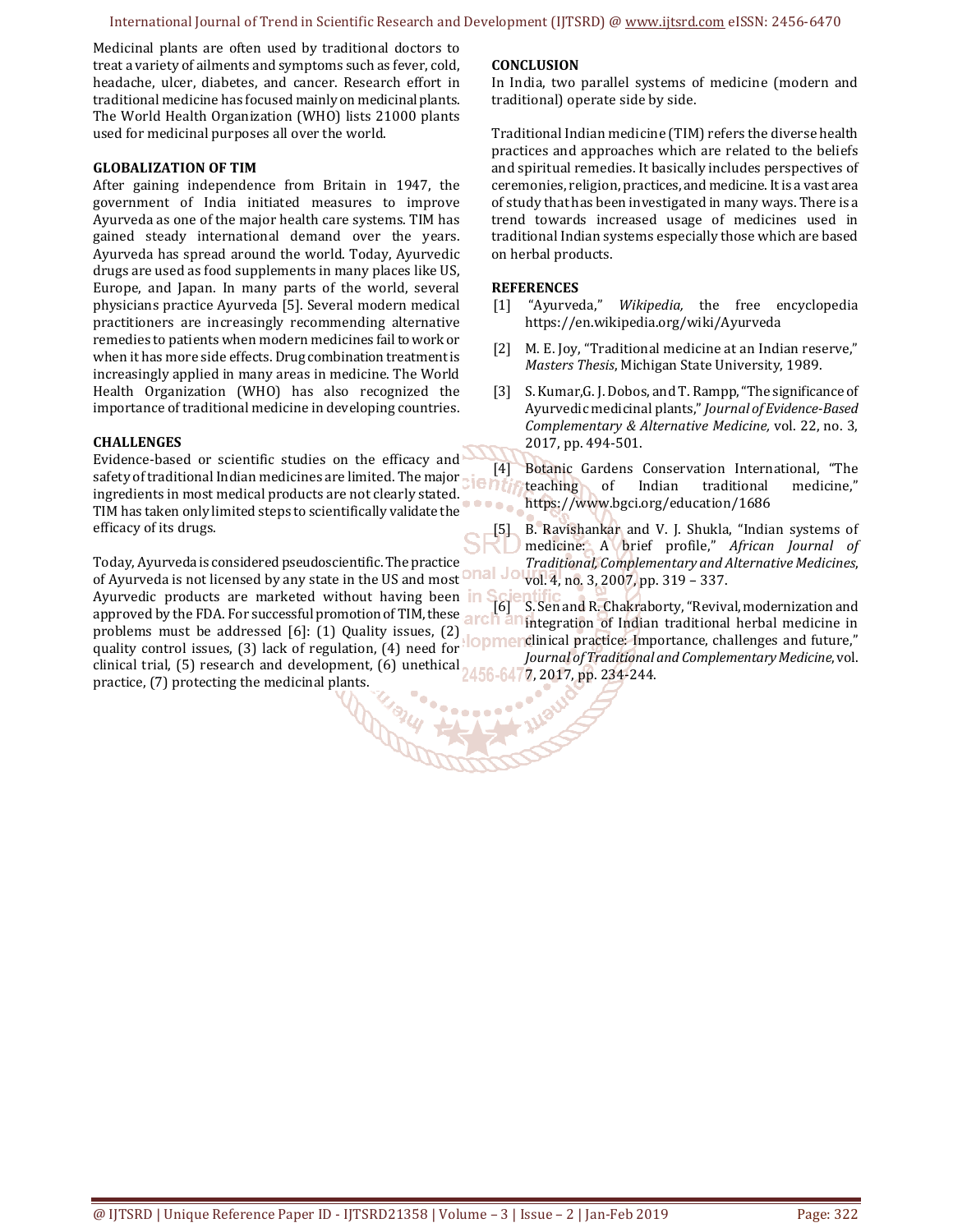Medicinal plants are often used by traditional doctors to treat a variety of ailments and symptoms such as fever, cold, headache, ulcer, diabetes, and cancer. Research effort in traditional medicine has focused mainly on medicinal plants. The World Health Organization (WHO) lists 21000 plants used for medicinal purposes all over the world.

## GLOBALIZATION OF TIM

After gaining independence from Britain in 1947, the government of India initiated measures to improve Ayurveda as one of the major health care systems. TIM has gained steady international demand over the years. Ayurveda has spread around the world. Today, Ayurvedic drugs are used as food supplements in many places like US, Europe, and Japan. In many parts of the world, several physicians practice Ayurveda [5]. Several modern medical practitioners are increasingly recommending alternative remedies to patients when modern medicines fail to work or when it has more side effects. Drug combination treatment is increasingly applied in many areas in medicine. The World Health Organization (WHO) has also recognized the importance of traditional medicine in developing countries.

## CHALLENGES

Evidence-based or scientific studies on the efficacy and safety of traditional Indian medicines are limited. The major ingredients in most medical products are not clearly stated. TIM has taken only limited steps to scientifically validate the efficacy of its drugs.

Today, Ayurveda is considered pseudoscientific. The practice of Ayurveda is not licensed by any state in the US and most Ayurvedic products are marketed without having been approved by the FDA. For successful promotion of TIM, these problems must be addressed [6]: (1) Quality issues, (2) quality control issues, (3) lack of regulation, (4) need for clinical trial, (5) research and development, (6) unethical practice, (7) protecting the medicinal plants.

## CONCLUSION

In India, two parallel systems of medicine (modern and traditional) operate side by side.

Traditional Indian medicine (TIM) refers the diverse health practices and approaches which are related to the beliefs and spiritual remedies. It basically includes perspectives of ceremonies, religion, practices, and medicine. It is a vast area of study that has been investigated in many ways. There is a trend towards increased usage of medicines used in traditional Indian systems especially those which are based on herbal products.

## REFERENCES

[1] "Ayurveda," *Wikipedia,* the free encyclopedia https://en.wikipedia.org/wiki/Ayurveda

[2] M. E. Joy, "Traditional medicine at an Indian reserve," *Masters Thesis*, Michigan State University, 1989.

[3] S. Kumar, G. J. Dobos, and T. Rampp, "The significance of Ayurvedic medicinal plants," *Journal of Evidence-Based Complementary & Alternative Medicine,* vol. 22, no. 3, 2017, pp. 494-501.

[4] Botanic Gardens Conservation International, "The teaching of Indian traditional medicine," https://www.bgci.org/education/1686

[5] B. Ravishankar and V. J. Shukla, "Indian systems of medicine: A brief profile," *African Journal of Traditional, Complementary and Alternative Medicines*, vol. 4, no. 3, 2007, pp. 319 – 337.

[6] S. Sen and R. Chakraborty, "Revival, modernization and integration of Indian traditional herbal medicine in clinical practice: Importance, challenges and future," *Journal of Traditional and Complementary Medicine*, vol. 7, 2017, pp. 234-244.